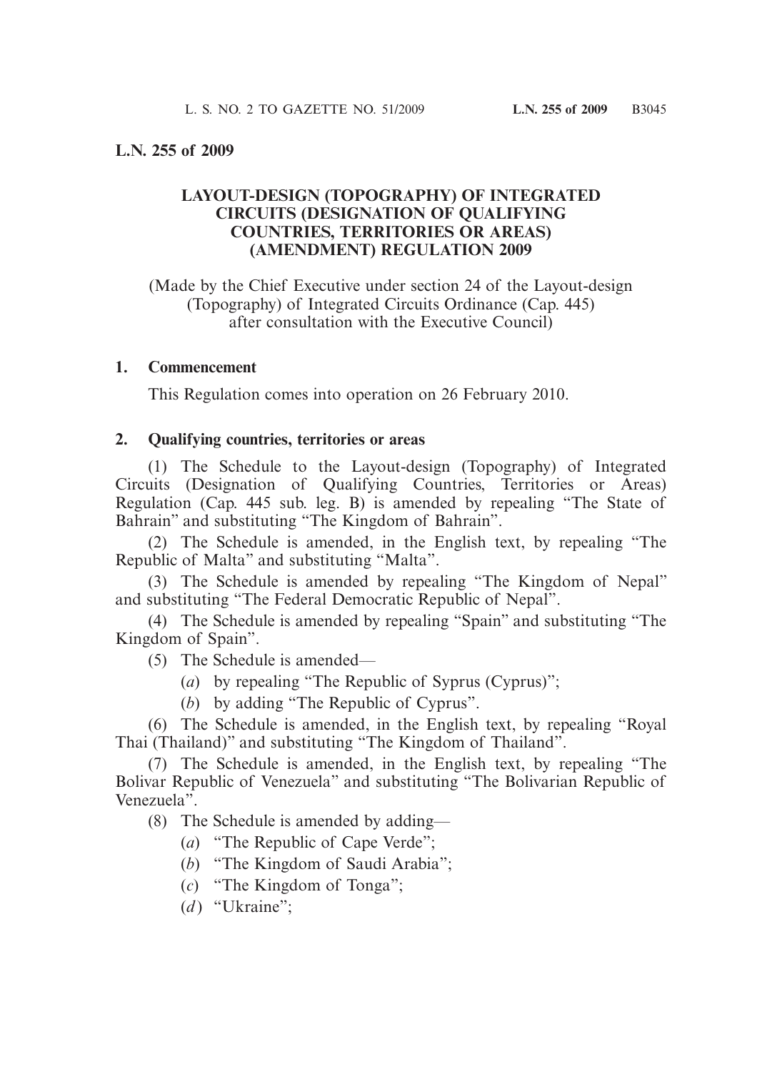## L.N. 255 of 2009

### LAYOUT-DESIGN (TOPOGRAPHY) OF INTEGRATED CIRCUITS (DESIGNATION OF QUALIFYING COUNTRIES, TERRITORIES OR AREAS) (AMENDMENT) REGULATION 2009

(Made by the Chief Executive under section 24 of the Layout-design (Topography) of Integrated Circuits Ordinance (Cap. 445) after consultation with the Executive Council)

**1. Commencement**

This Regulation comes into operation on 26 February 2010.

**2. Qualifying countries, territories or areas**

(1) The Schedule to the Layout-design (Topography) of Integrated Circuits (Designation of Qualifying Countries, Territories or Areas) Regulation (Cap. 445 sub. leg. B) is amended by repealing "The State of Bahrain" and substituting "The Kingdom of Bahrain".

(2) The Schedule is amended, in the English text, by repealing "The Republic of Malta" and substituting "Malta".

(3) The Schedule is amended by repealing "The Kingdom of Nepal" and substituting "The Federal Democratic Republic of Nepal".

(4) The Schedule is amended by repealing "Spain" and substituting "The Kingdom of Spain".

(5) The Schedule is amended—

(*a*) by repealing "The Republic of Syprus (Cyprus)";

(*b*) by adding "The Republic of Cyprus".

(6) The Schedule is amended, in the English text, by repealing "Royal Thai (Thailand)" and substituting "The Kingdom of Thailand".

(7) The Schedule is amended, in the English text, by repealing "The Bolivar Republic of Venezuela" and substituting "The Bolivarian Republic of Venezuela".

(8) The Schedule is amended by adding—

(*a*) "The Republic of Cape Verde";

(*b*) "The Kingdom of Saudi Arabia";

(*c*) "The Kingdom of Tonga";

(*d*) "Ukraine";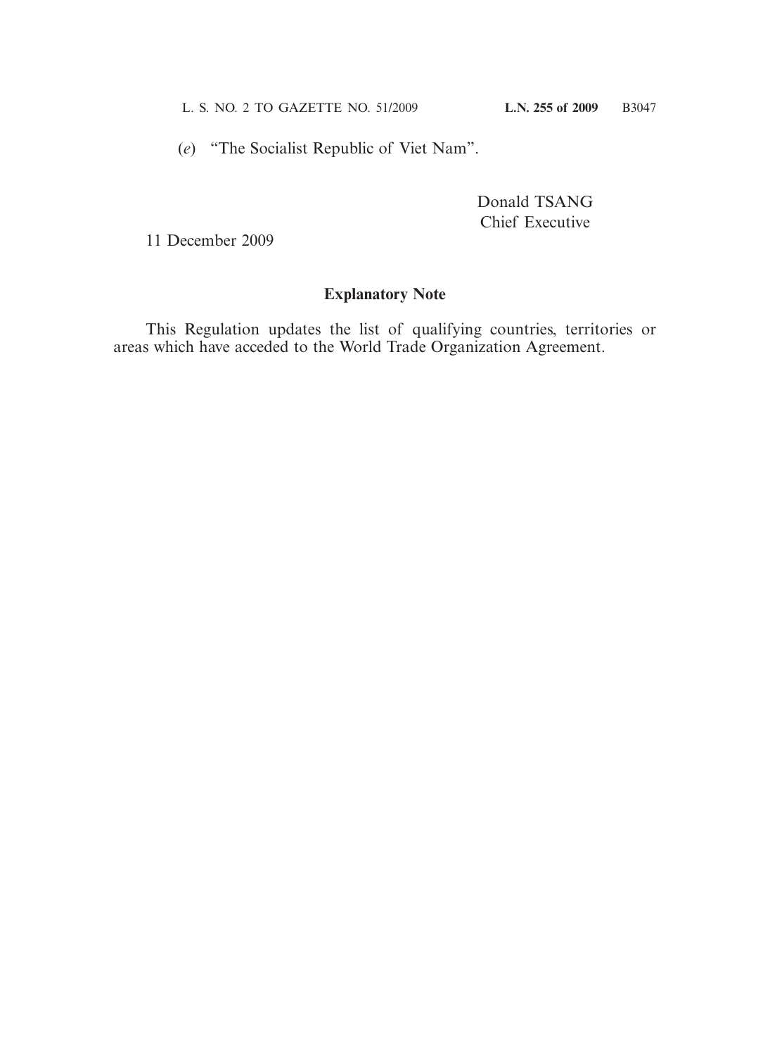(*e*) "The Socialist Republic of Viet Nam".

Donald TSANG
Chief Executive

11 December 2009

**Explanatory Note**

This Regulation updates the list of qualifying countries, territories or areas which have acceded to the World Trade Organization Agreement.